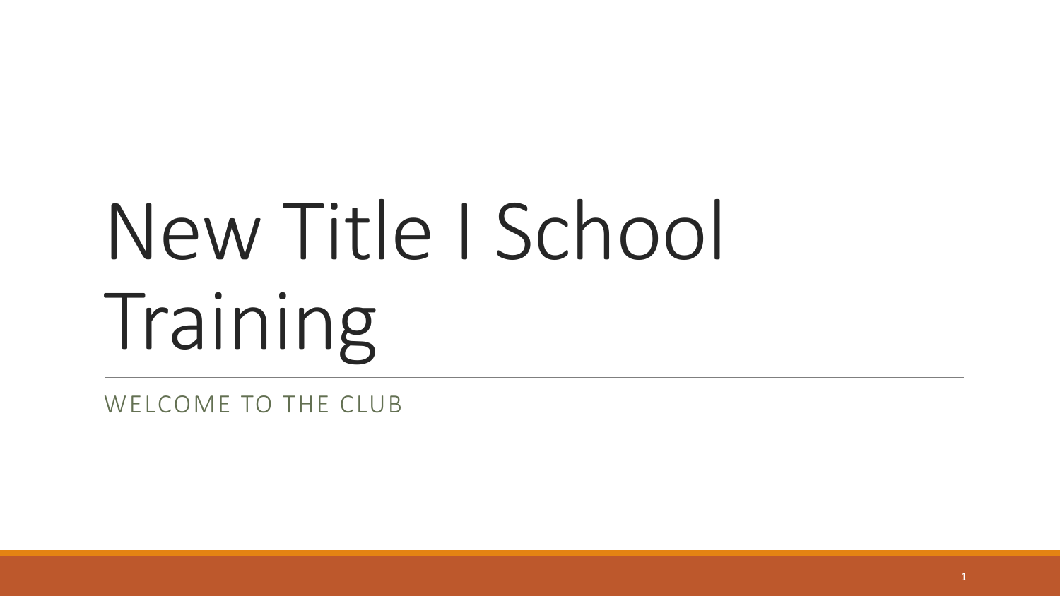# New Title I School Training

WELCOME TO THE CLUB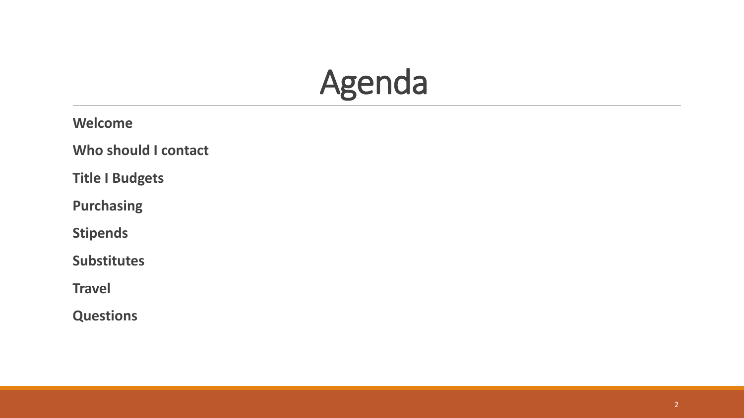# Agenda

**Welcome**

**Who should I contact**

**Title I Budgets**

**Purchasing**

**Stipends**

**Substitutes**

**Travel**

**Questions**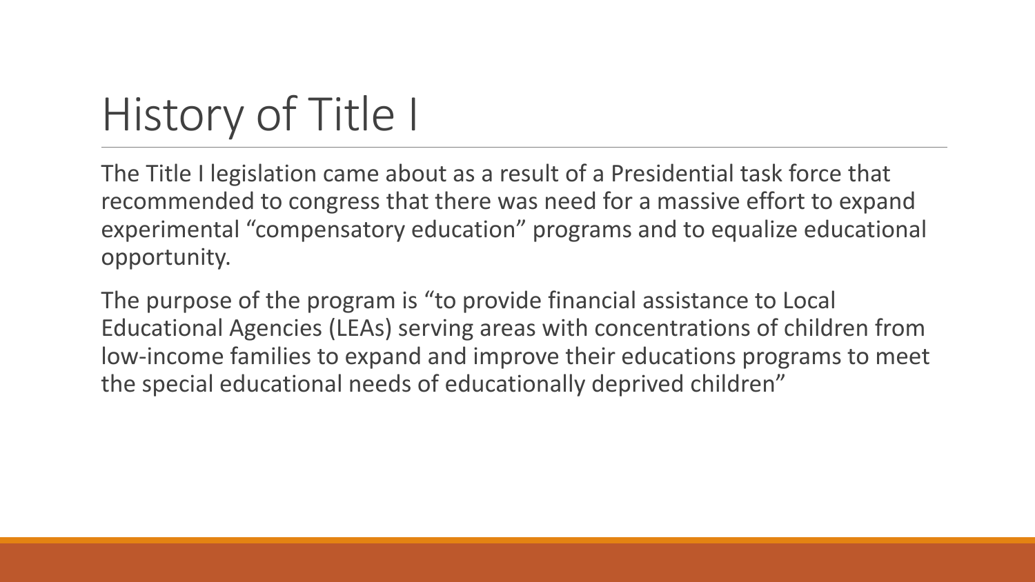# History of Title I

The Title I legislation came about as a result of a Presidential task force that recommended to congress that there was need for a massive effort to expand experimental "compensatory education" programs and to equalize educational opportunity.

The purpose of the program is "to provide financial assistance to Local Educational Agencies (LEAs) serving areas with concentrations of children from low-income families to expand and improve their educations programs to meet the special educational needs of educationally deprived children"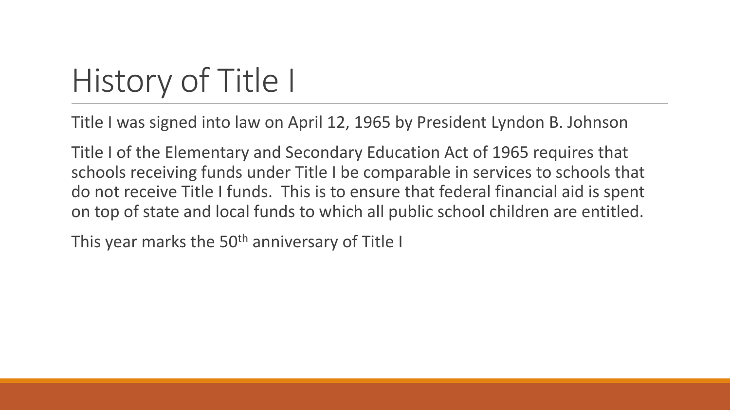# History of Title I

Title I was signed into law on April 12, 1965 by President Lyndon B. Johnson

Title I of the Elementary and Secondary Education Act of 1965 requires that schools receiving funds under Title I be comparable in services to schools that do not receive Title I funds. This is to ensure that federal financial aid is spent on top of state and local funds to which all public school children are entitled.

This year marks the 50th anniversary of Title I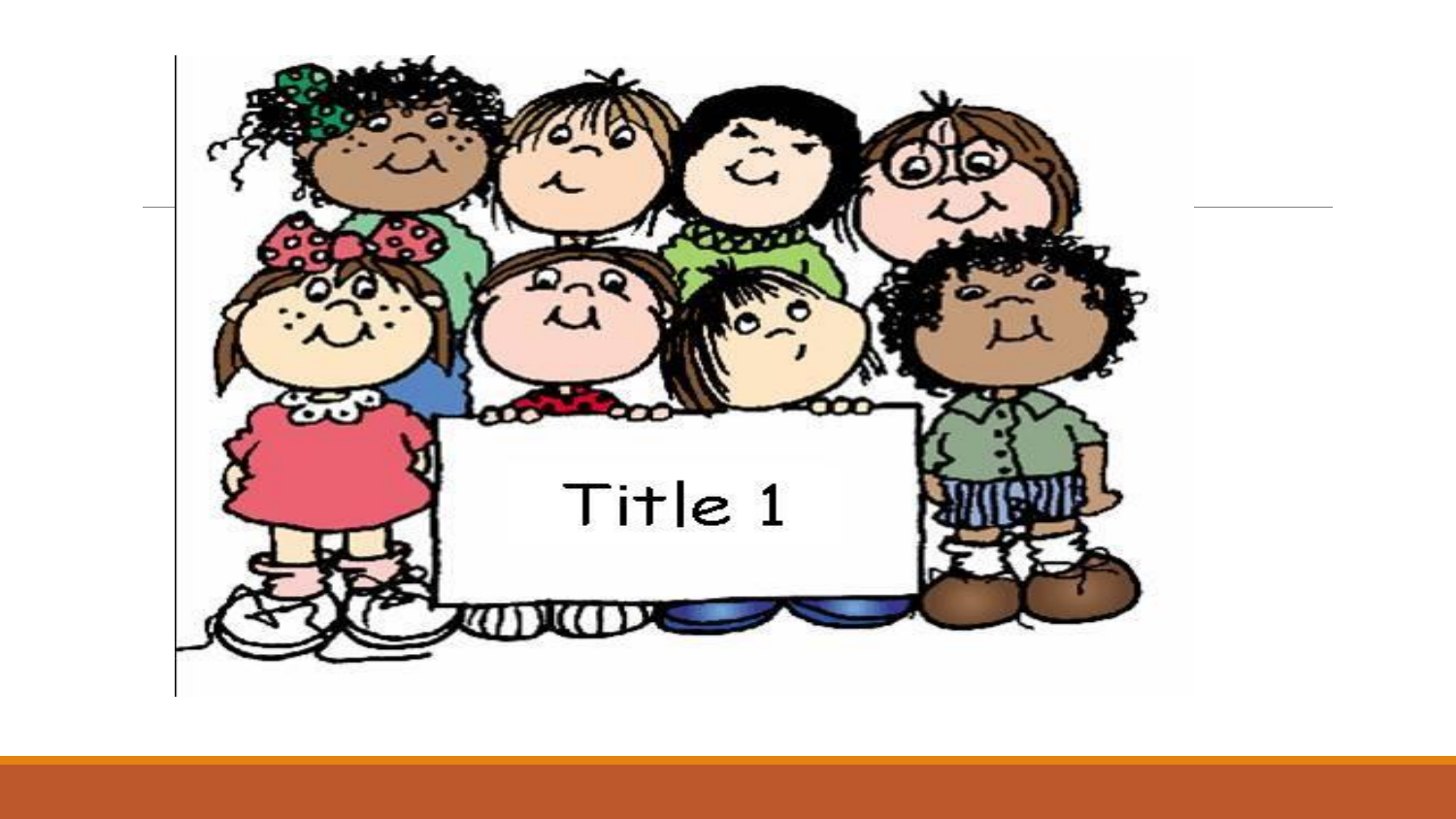Title 1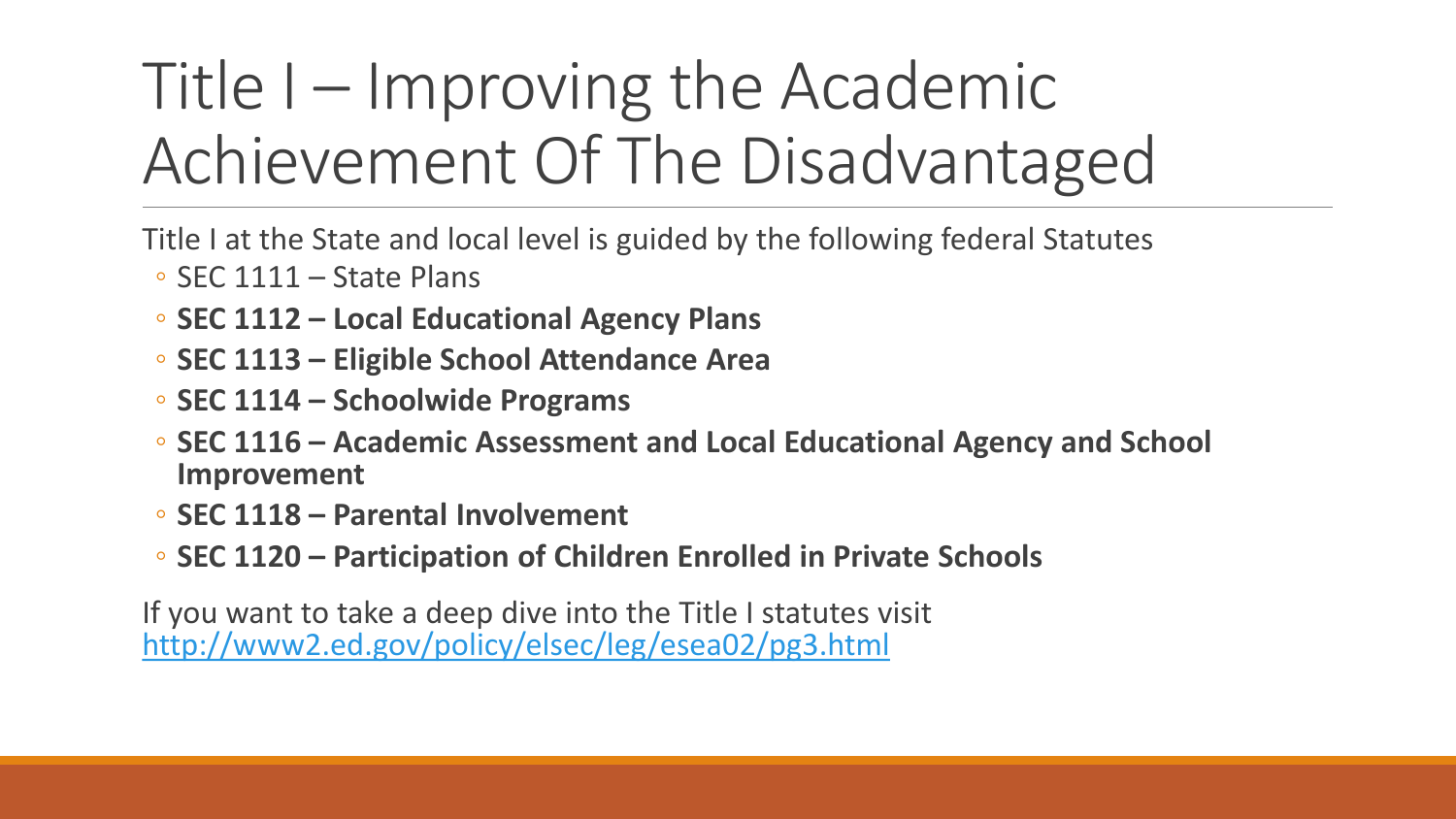# Title I – Improving the Academic Achievement Of The Disadvantaged

Title I at the State and local level is guided by the following federal Statutes

- SEC 1111 – State Plans
- **SEC 1112 – Local Educational Agency Plans**
- **SEC 1113 – Eligible School Attendance Area**
- **SEC 1114 – Schoolwide Programs**
- **SEC 1116 – Academic Assessment and Local Educational Agency and School Improvement**
- **SEC 1118 – Parental Involvement**
- **SEC 1120 – Participation of Children Enrolled in Private Schools**

If you want to take a deep dive into the Title I statutes visit [http://www2.ed.gov/policy/elsec/leg/esea02/pg3.html](http://www2.ed.gov/policy/elsec/leg/esea02/pg3.html)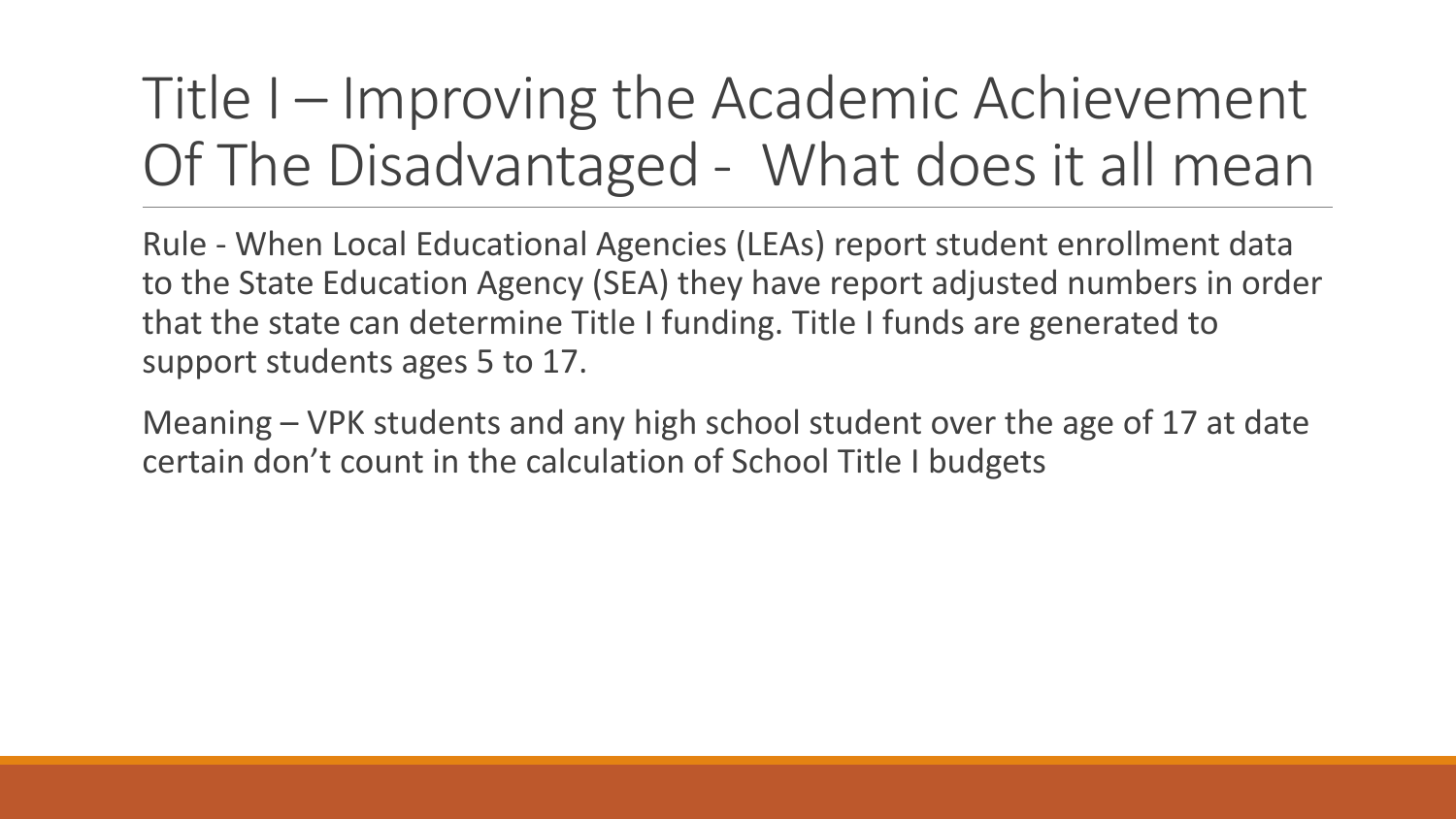# Title I – Improving the Academic Achievement Of The Disadvantaged - What does it all mean

Rule - When Local Educational Agencies (LEAs) report student enrollment data to the State Education Agency (SEA) they have report adjusted numbers in order that the state can determine Title I funding. Title I funds are generated to support students ages 5 to 17.

Meaning – VPK students and any high school student over the age of 17 at date certain don't count in the calculation of School Title I budgets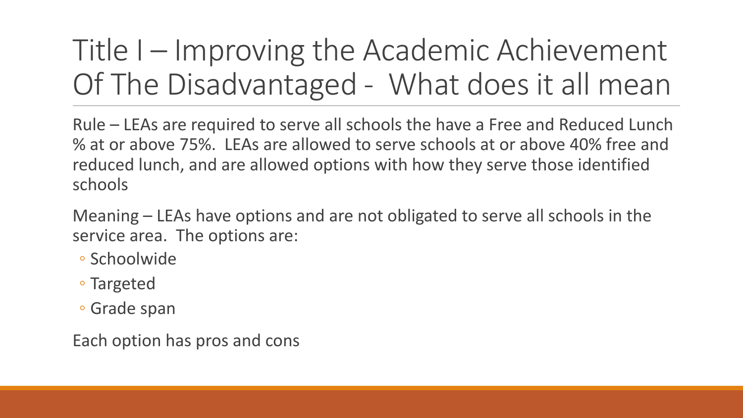# Title I – Improving the Academic Achievement Of The Disadvantaged - What does it all mean

Rule – LEAs are required to serve all schools the have a Free and Reduced Lunch % at or above 75%. LEAs are allowed to serve schools at or above 40% free and reduced lunch, and are allowed options with how they serve those identified schools

Meaning – LEAs have options and are not obligated to serve all schools in the service area. The options are:

- Schoolwide
- Targeted
- Grade span

Each option has pros and cons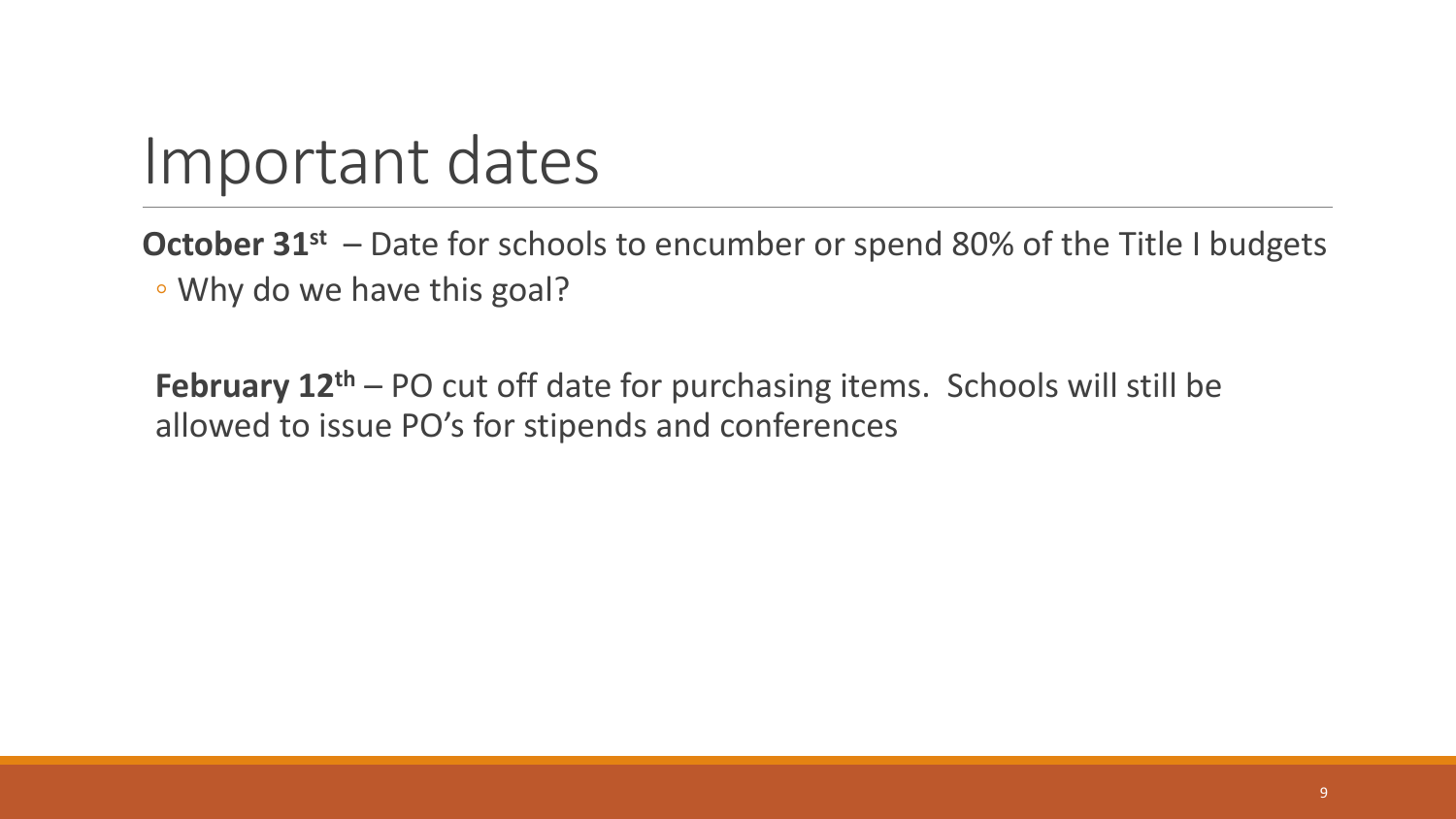# Important dates

**October 31st** – Date for schools to encumber or spend 80% of the Title I budgets

- Why do we have this goal?

**February 12th** – PO cut off date for purchasing items. Schools will still be allowed to issue PO's for stipends and conferences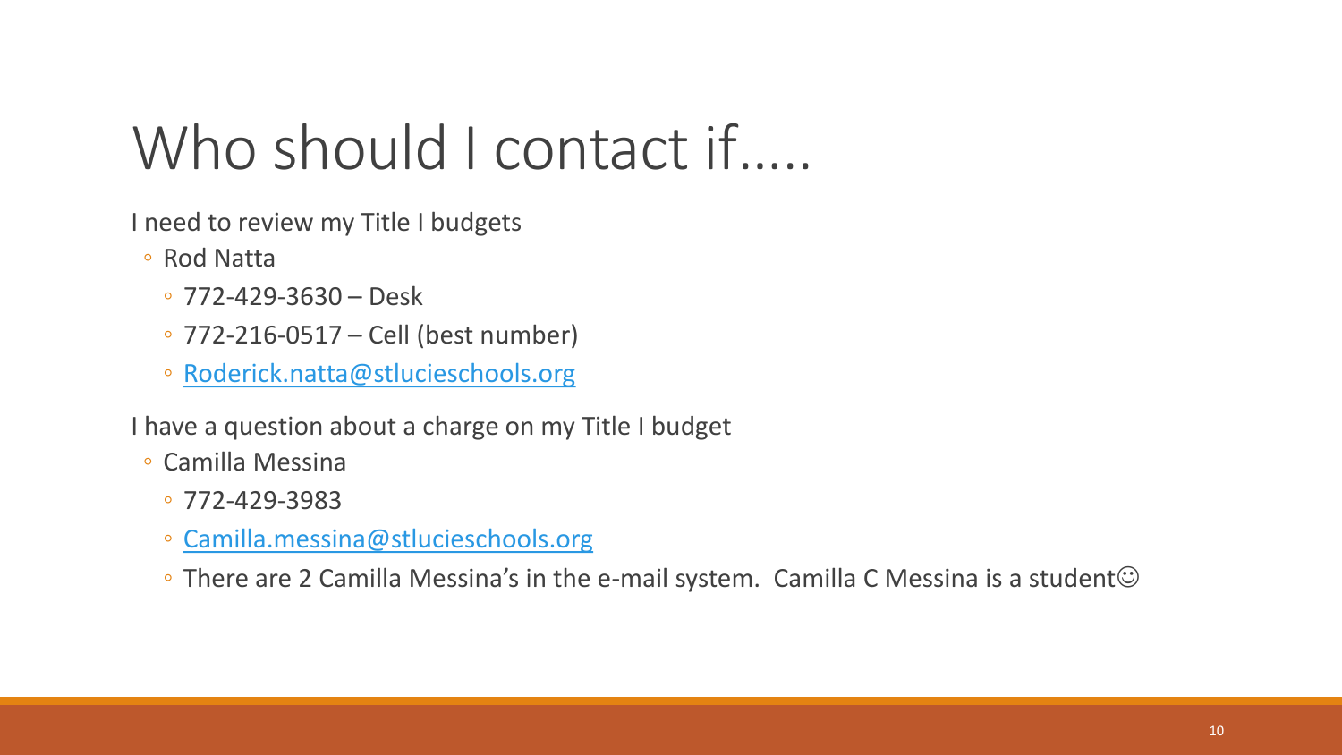# Who should I contact if…..

I need to review my Title I budgets

- Rod Natta
  - 772-429-3630 – Desk
  - 772-216-0517 – Cell (best number)
  - Roderick.natta@stlucieschools.org

I have a question about a charge on my Title I budget

- Camilla Messina
  - 772-429-3983
  - Camilla.messina@stlucieschools.org
  - There are 2 Camilla Messina's in the e-mail system. Camilla C Messina is a student☺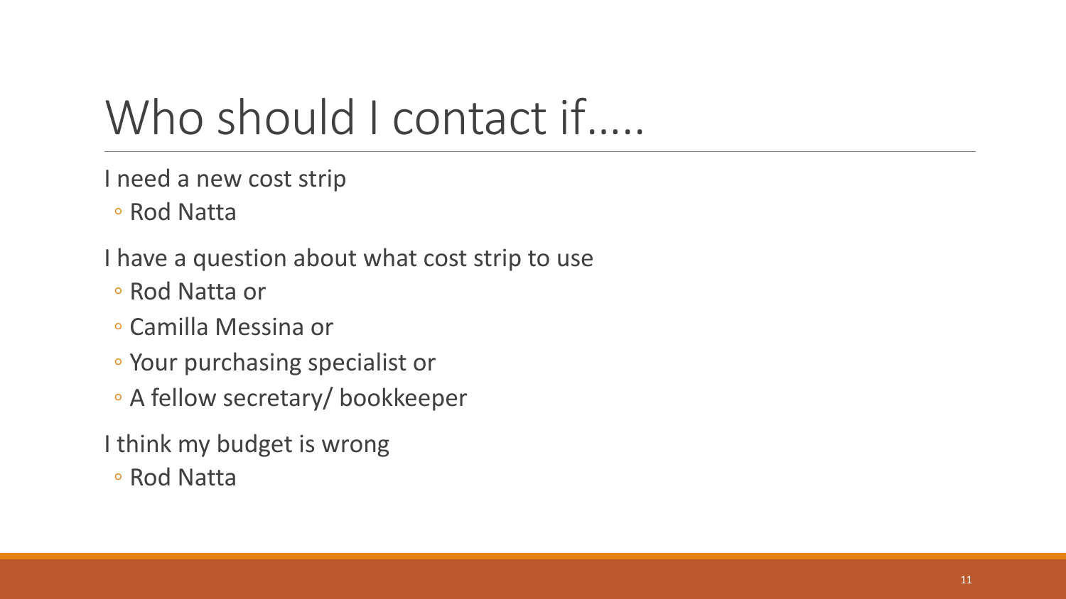# Who should I contact if.....

I need a new cost strip

- Rod Natta

I have a question about what cost strip to use

- Rod Natta or
- Camilla Messina or
- Your purchasing specialist or
- A fellow secretary/ bookkeeper

I think my budget is wrong

- Rod Natta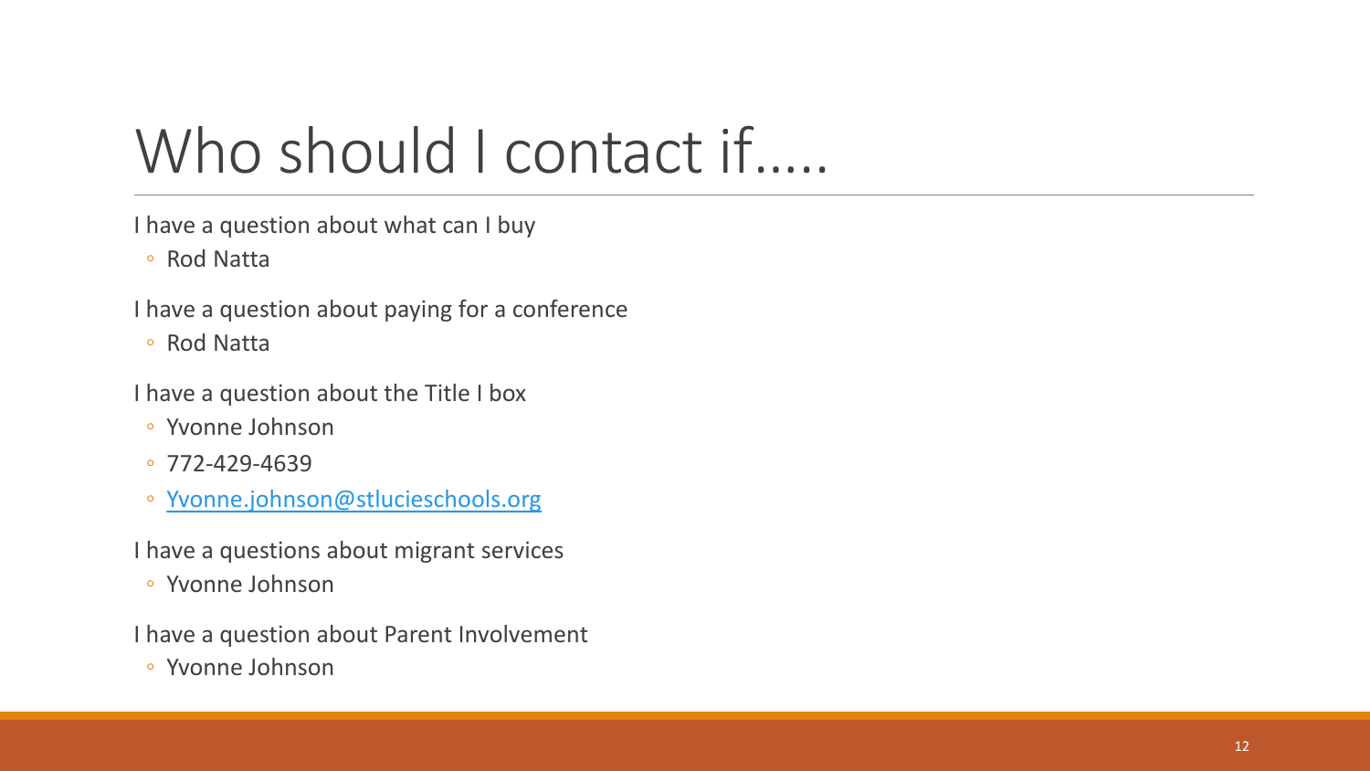# Who should I contact if…..

I have a question about what can I buy

- Rod Natta

I have a question about paying for a conference

- Rod Natta

I have a question about the Title I box

- Yvonne Johnson
- 772-429-4639
- Yvonne.johnson@stlucieschools.org

I have a questions about migrant services

- Yvonne Johnson

I have a question about Parent Involvement

- Yvonne Johnson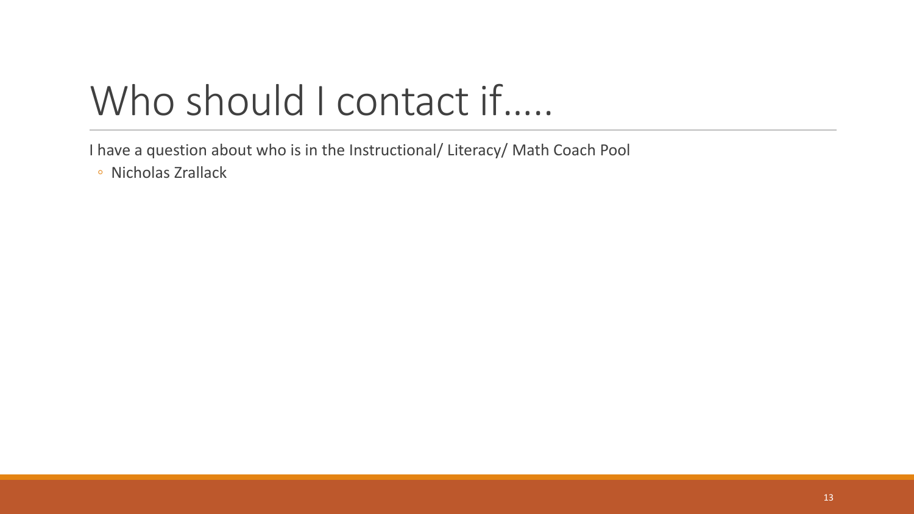# Who should I contact if.....

I have a question about who is in the Instructional/ Literacy/ Math Coach Pool

- Nicholas Zrallack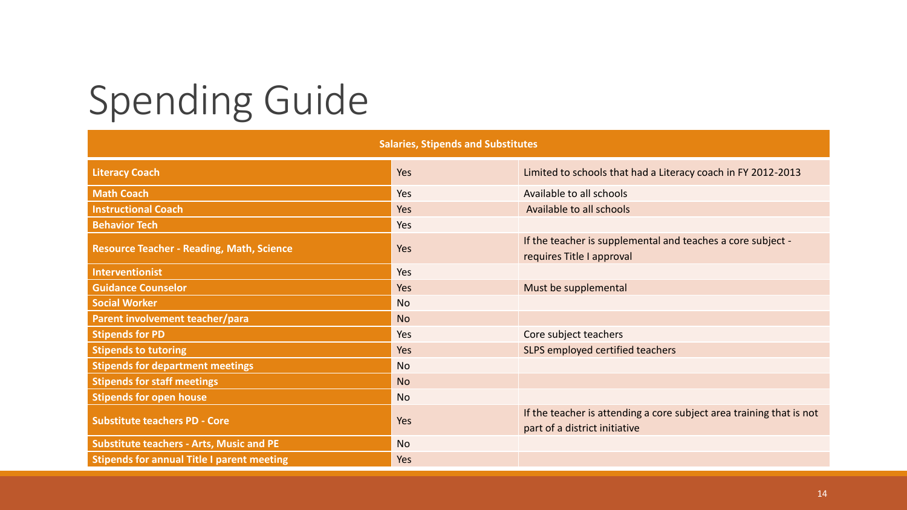# Spending Guide

| Salaries, Stipends and Substitutes | | |
|---|---|---|
| **Literacy Coach** | Yes | Limited to schools that had a Literacy coach in FY 2012-2013 |
| **Math Coach** | Yes | Available to all schools |
| **Instructional Coach** | Yes | Available to all schools |
| **Behavior Tech** | Yes | |
| **Resource Teacher - Reading, Math, Science** | Yes | If the teacher is supplemental and teaches a core subject - requires Title I approval |
| **Interventionist** | Yes | |
| **Guidance Counselor** | Yes | Must be supplemental |
| **Social Worker** | No | |
| **Parent involvement teacher/para** | No | |
| **Stipends for PD** | Yes | Core subject teachers |
| **Stipends to tutoring** | Yes | SLPS employed certified teachers |
| **Stipends for department meetings** | No | |
| **Stipends for staff meetings** | No | |
| **Stipends for open house** | No | |
| **Substitute teachers PD - Core** | Yes | If the teacher is attending a core subject area training that is not part of a district initiative |
| **Substitute teachers - Arts, Music and PE** | No | |
| **Stipends for annual Title I parent meeting** | Yes | |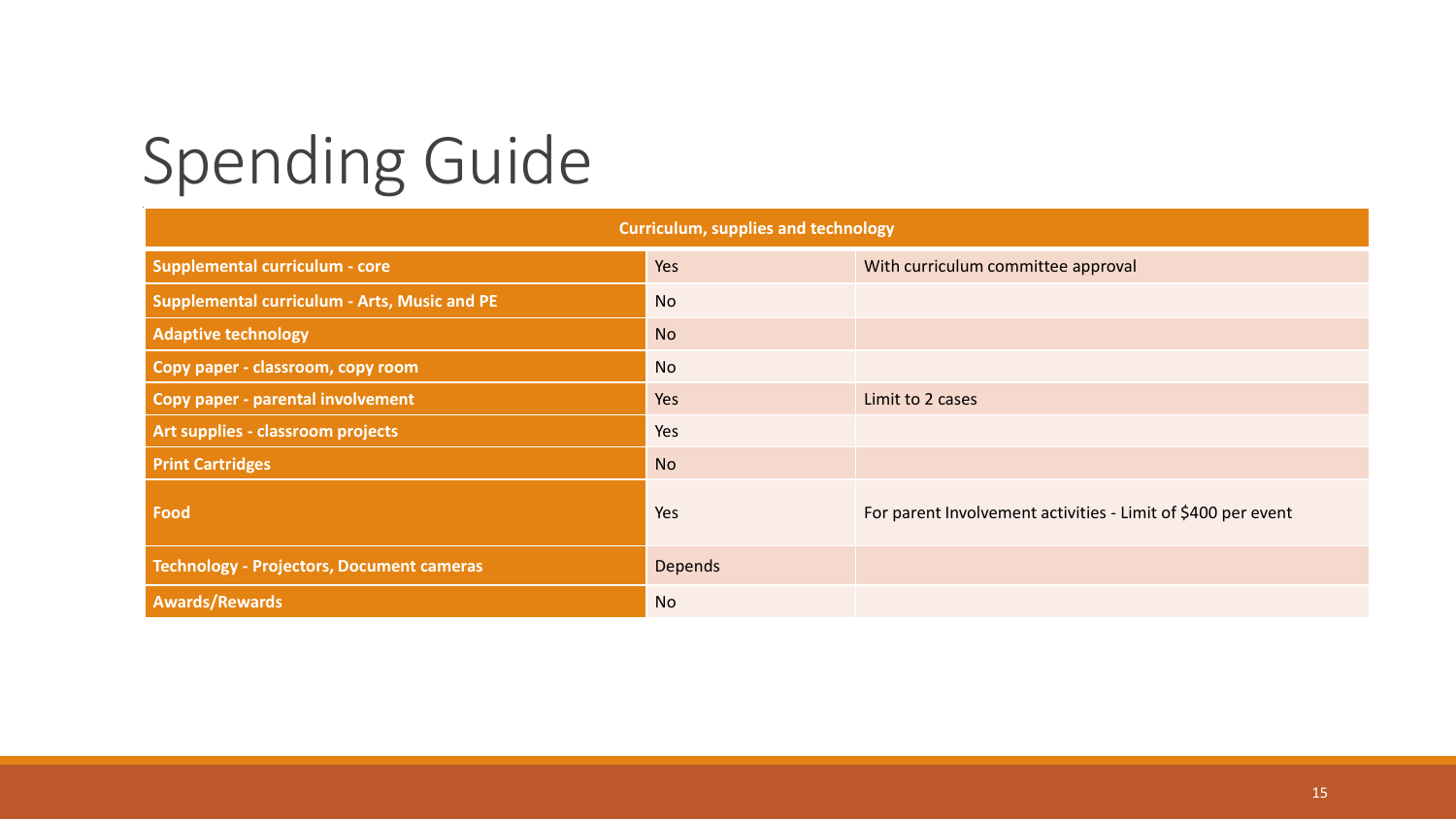# Spending Guide

| Curriculum, supplies and technology | | |
|---|---|---|
| **Supplemental curriculum - core** | Yes | With curriculum committee approval |
| **Supplemental curriculum - Arts, Music and PE** | No | |
| **Adaptive technology** | No | |
| **Copy paper - classroom, copy room** | No | |
| **Copy paper - parental involvement** | Yes | Limit to 2 cases |
| **Art supplies - classroom projects** | Yes | |
| **Print Cartridges** | No | |
| **Food** | Yes | For parent Involvement activities - Limit of $400 per event |
| **Technology - Projectors, Document cameras** | Depends | |
| **Awards/Rewards** | No | |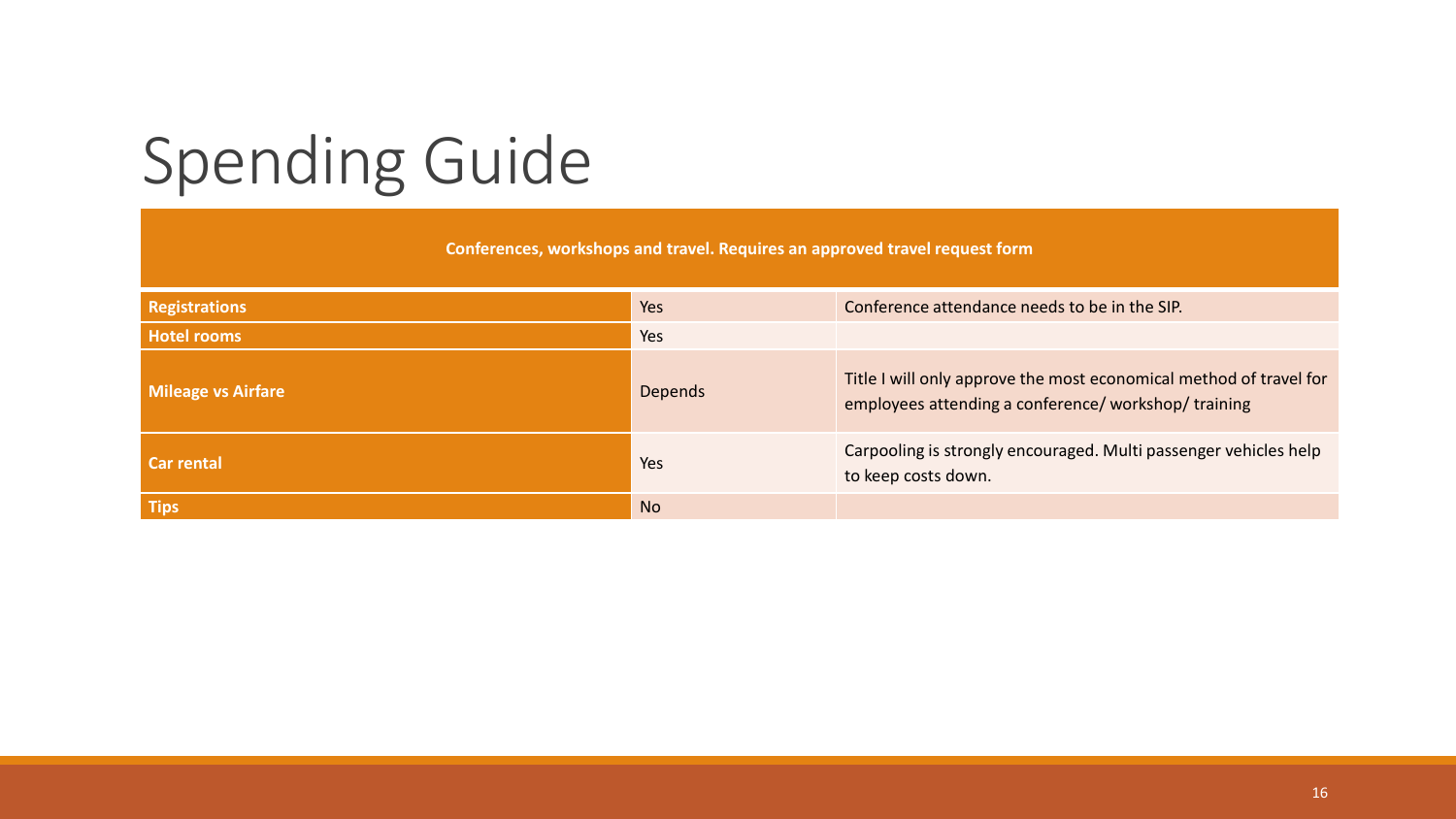# Spending Guide

| Conferences, workshops and travel. Requires an approved travel request form | | |
|---|---|---|
| **Registrations** | Yes | Conference attendance needs to be in the SIP. |
| **Hotel rooms** | Yes | |
| **Mileage vs Airfare** | Depends | Title I will only approve the most economical method of travel for employees attending a conference/ workshop/ training |
| **Car rental** | Yes | Carpooling is strongly encouraged. Multi passenger vehicles help to keep costs down. |
| **Tips** | No | |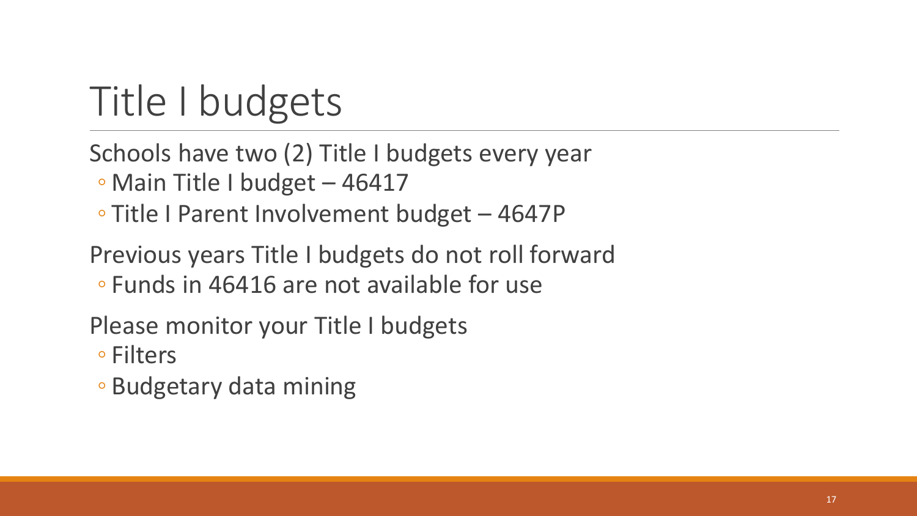# Title I budgets

Schools have two (2) Title I budgets every year

- Main Title I budget – 46417
- Title I Parent Involvement budget – 4647P

Previous years Title I budgets do not roll forward

- Funds in 46416 are not available for use

Please monitor your Title I budgets

- Filters
- Budgetary data mining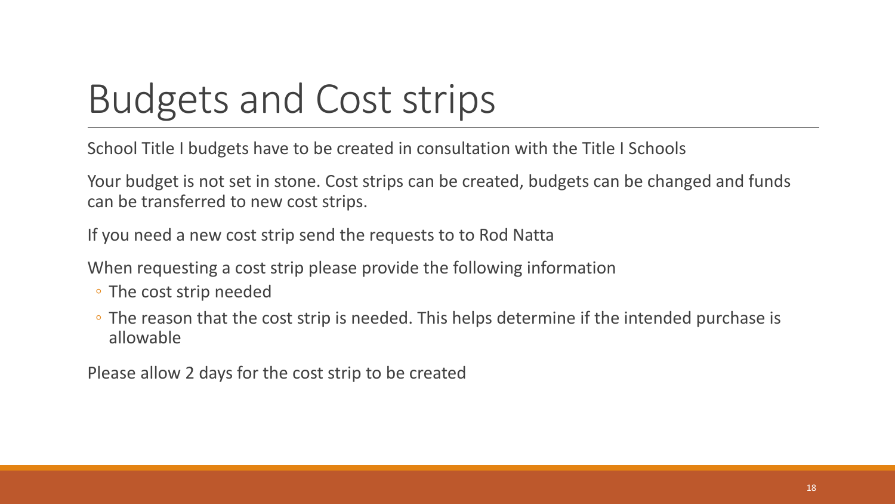# Budgets and Cost strips

School Title I budgets have to be created in consultation with the Title I Schools

Your budget is not set in stone. Cost strips can be created, budgets can be changed and funds can be transferred to new cost strips.

If you need a new cost strip send the requests to to Rod Natta

When requesting a cost strip please provide the following information

- The cost strip needed
- The reason that the cost strip is needed. This helps determine if the intended purchase is allowable

Please allow 2 days for the cost strip to be created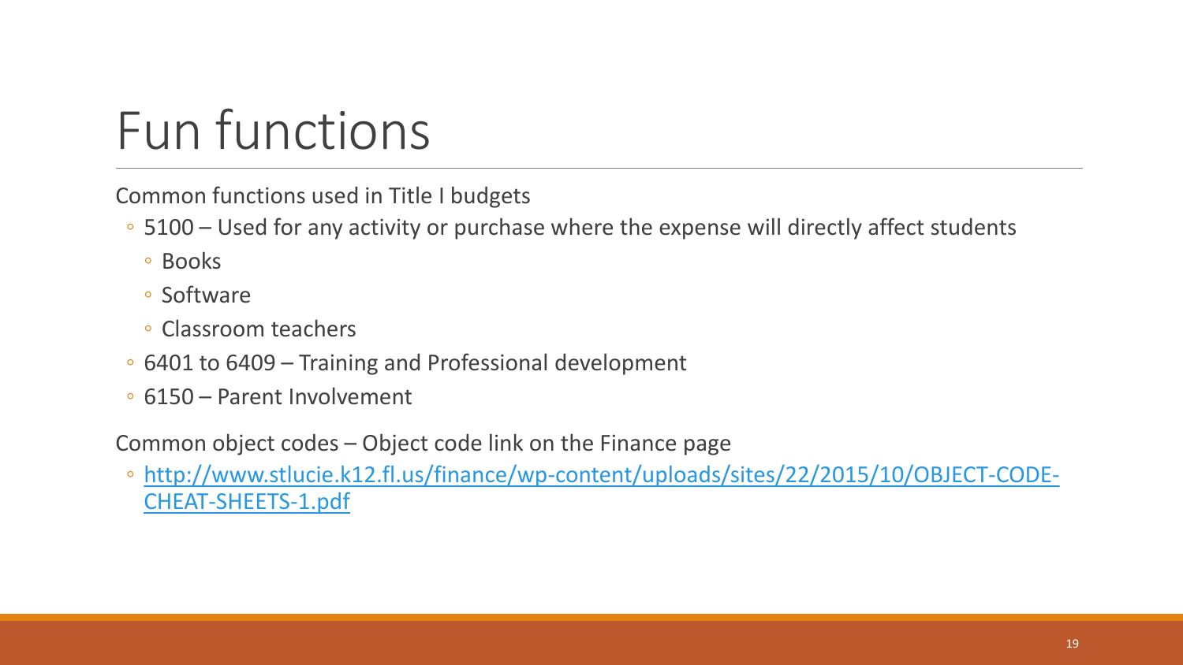# Fun functions

Common functions used in Title I budgets

- 5100 – Used for any activity or purchase where the expense will directly affect students
  - Books
  - Software
  - Classroom teachers
- 6401 to 6409 – Training and Professional development
- 6150 – Parent Involvement

Common object codes – Object code link on the Finance page

- [http://www.stlucie.k12.fl.us/finance/wp-content/uploads/sites/22/2015/10/OBJECT-CODE-CHEAT-SHEETS-1.pdf](http://www.stlucie.k12.fl.us/finance/wp-content/uploads/sites/22/2015/10/OBJECT-CODE-CHEAT-SHEETS-1.pdf)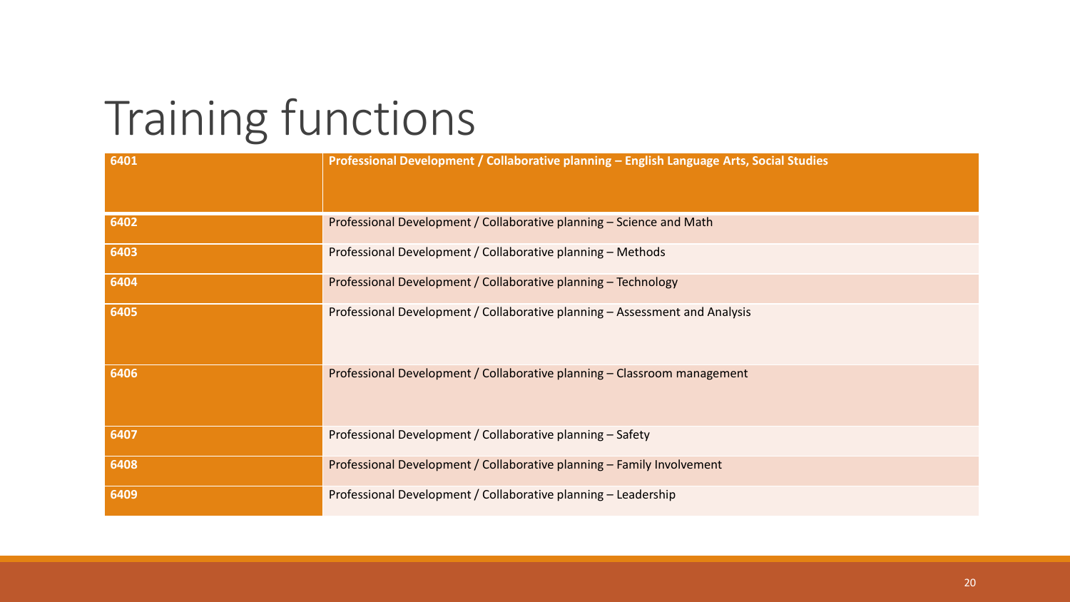# Training functions

| 6401 | Professional Development / Collaborative planning – English Language Arts, Social Studies |
|---|---|
| 6402 | Professional Development / Collaborative planning – Science and Math |
| 6403 | Professional Development / Collaborative planning – Methods |
| 6404 | Professional Development / Collaborative planning – Technology |
| 6405 | Professional Development / Collaborative planning – Assessment and Analysis |
| 6406 | Professional Development / Collaborative planning – Classroom management |
| 6407 | Professional Development / Collaborative planning – Safety |
| 6408 | Professional Development / Collaborative planning – Family Involvement |
| 6409 | Professional Development / Collaborative planning – Leadership |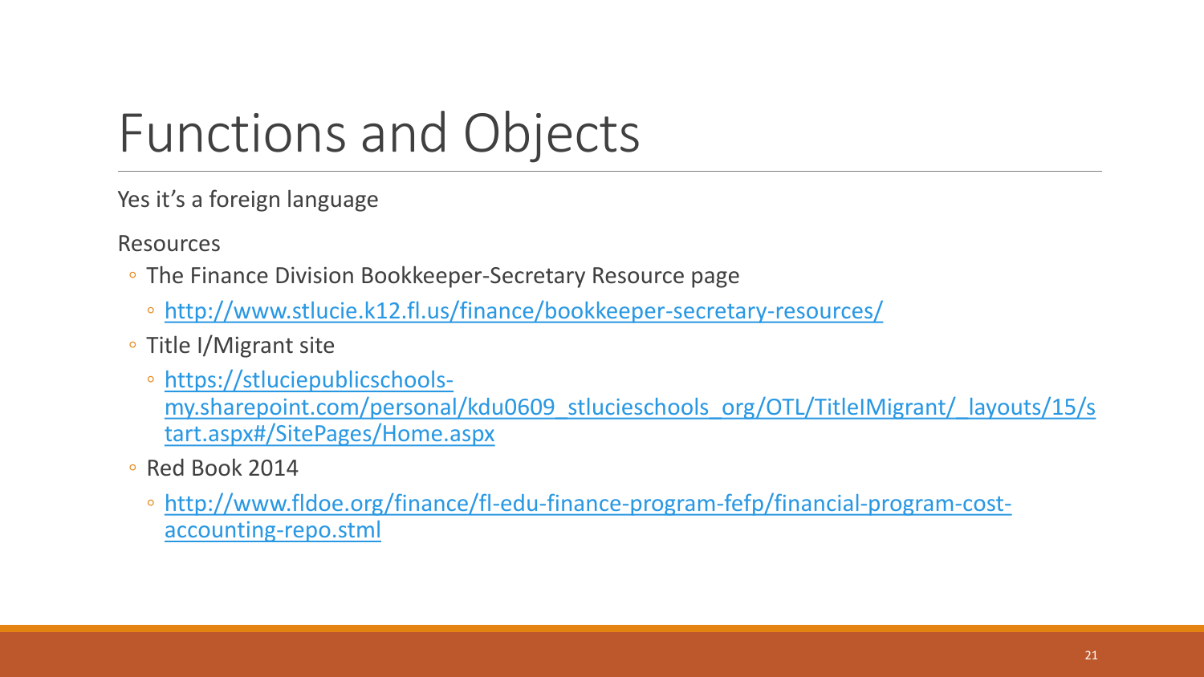# Functions and Objects

Yes it's a foreign language

Resources

- The Finance Division Bookkeeper-Secretary Resource page
  - http://www.stlucie.k12.fl.us/finance/bookkeeper-secretary-resources/
- Title I/Migrant site
  - https://stluciepublicschools-my.sharepoint.com/personal/kdu0609_stlucieschools_org/OTL/TitleIMigrant/_layouts/15/start.aspx#/SitePages/Home.aspx
- Red Book 2014
  - http://www.fldoe.org/finance/fl-edu-finance-program-fefp/financial-program-cost-accounting-repo.stml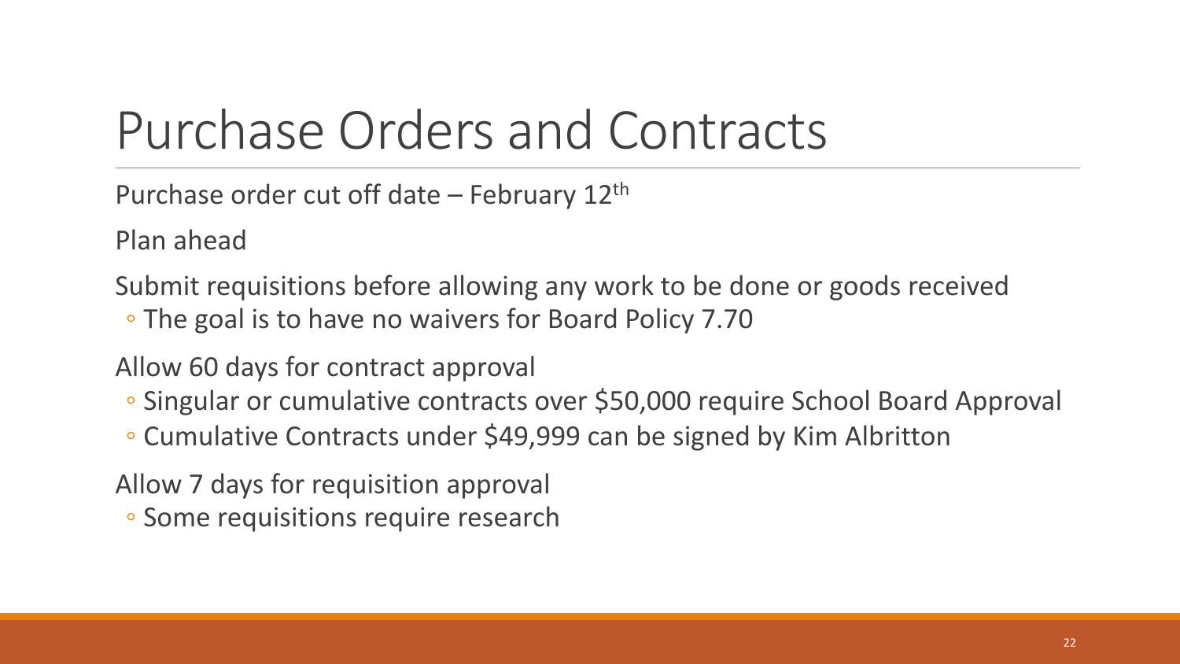# Purchase Orders and Contracts

Purchase order cut off date – February 12th

Plan ahead

Submit requisitions before allowing any work to be done or goods received

- The goal is to have no waivers for Board Policy 7.70

Allow 60 days for contract approval

- Singular or cumulative contracts over $50,000 require School Board Approval
- Cumulative Contracts under $49,999 can be signed by Kim Albritton

Allow 7 days for requisition approval

- Some requisitions require research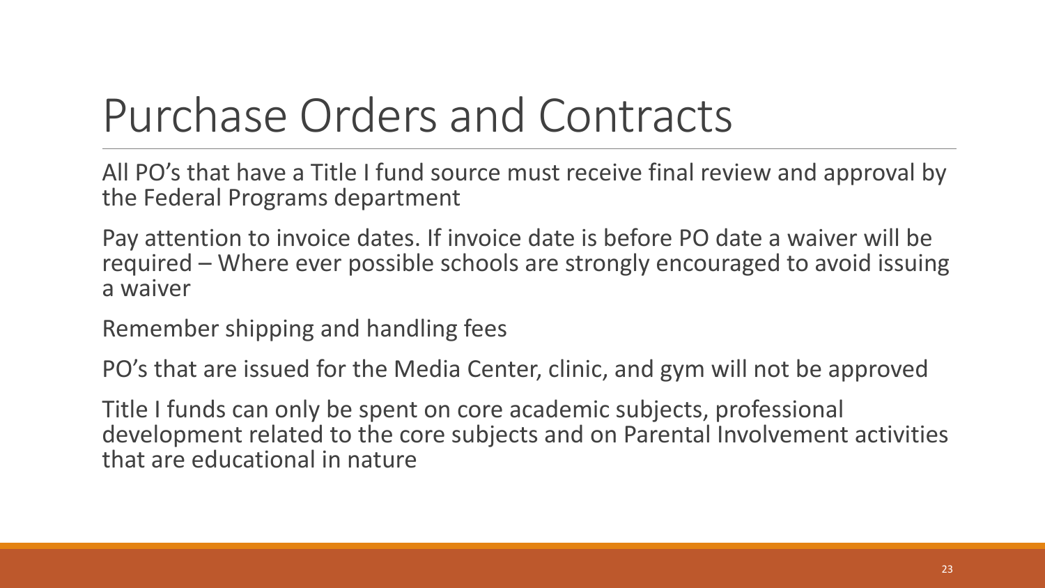# Purchase Orders and Contracts

All PO's that have a Title I fund source must receive final review and approval by the Federal Programs department

Pay attention to invoice dates. If invoice date is before PO date a waiver will be required – Where ever possible schools are strongly encouraged to avoid issuing a waiver

Remember shipping and handling fees

PO's that are issued for the Media Center, clinic, and gym will not be approved

Title I funds can only be spent on core academic subjects, professional development related to the core subjects and on Parental Involvement activities that are educational in nature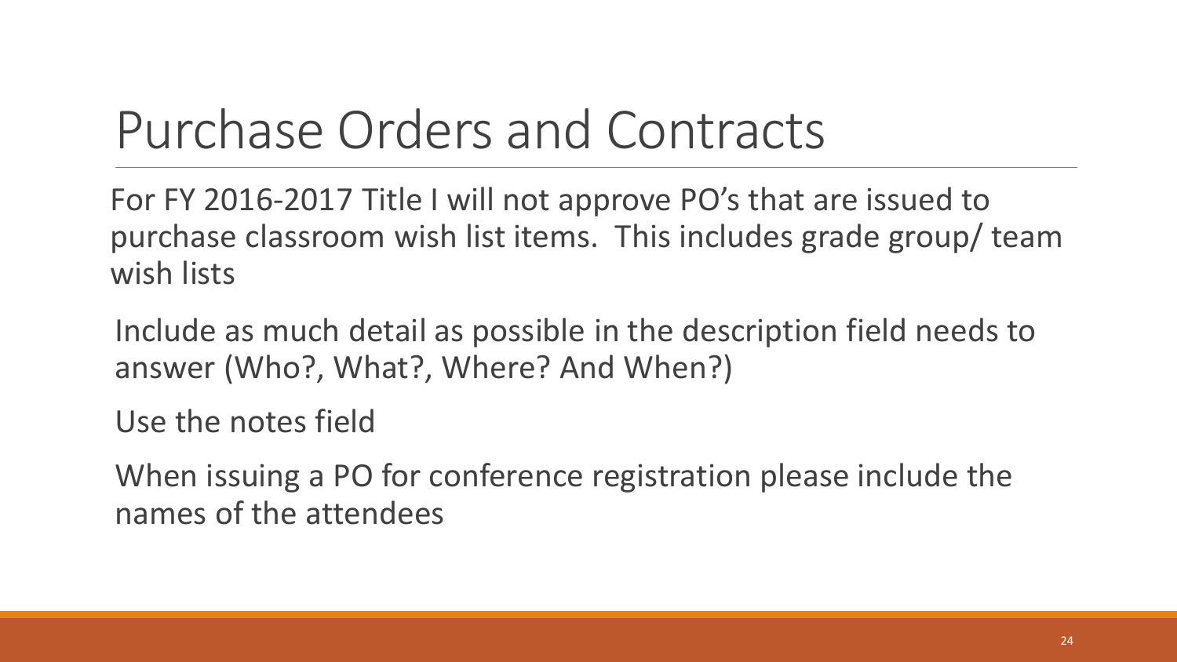# Purchase Orders and Contracts

For FY 2016-2017 Title I will not approve PO's that are issued to purchase classroom wish list items. This includes grade group/ team wish lists

Include as much detail as possible in the description field needs to answer (Who?, What?, Where? And When?)

Use the notes field

When issuing a PO for conference registration please include the names of the attendees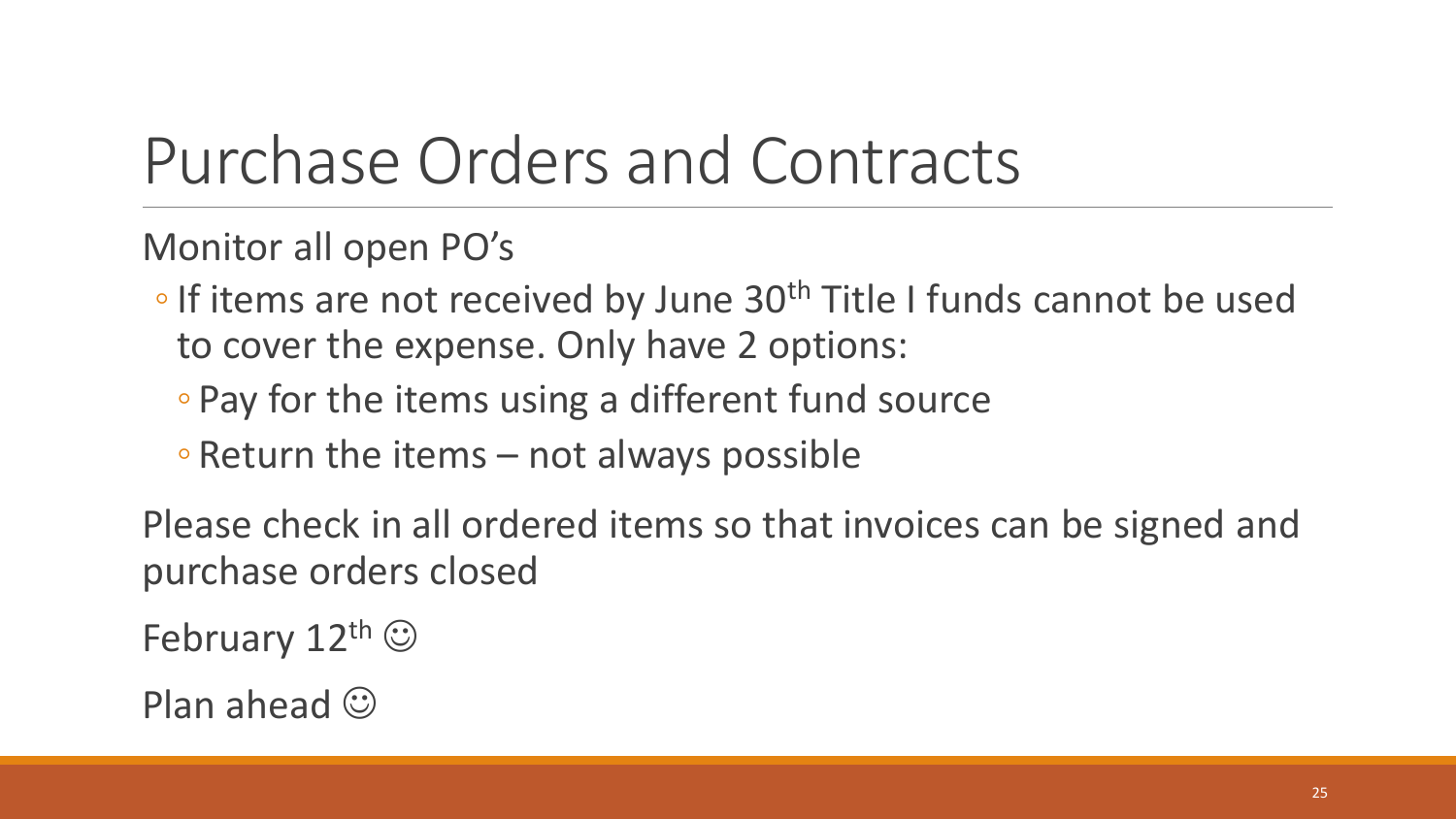# Purchase Orders and Contracts

Monitor all open PO's

- If items are not received by June 30th Title I funds cannot be used to cover the expense. Only have 2 options:
  - Pay for the items using a different fund source
  - Return the items – not always possible

Please check in all ordered items so that invoices can be signed and purchase orders closed

February 12th ☺

Plan ahead ☺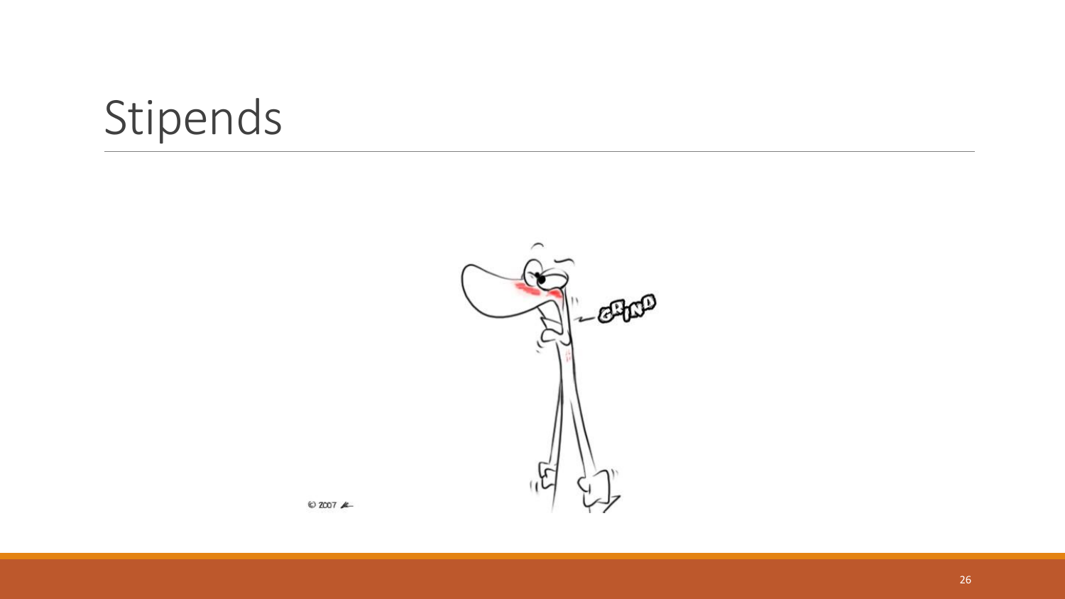# Stipends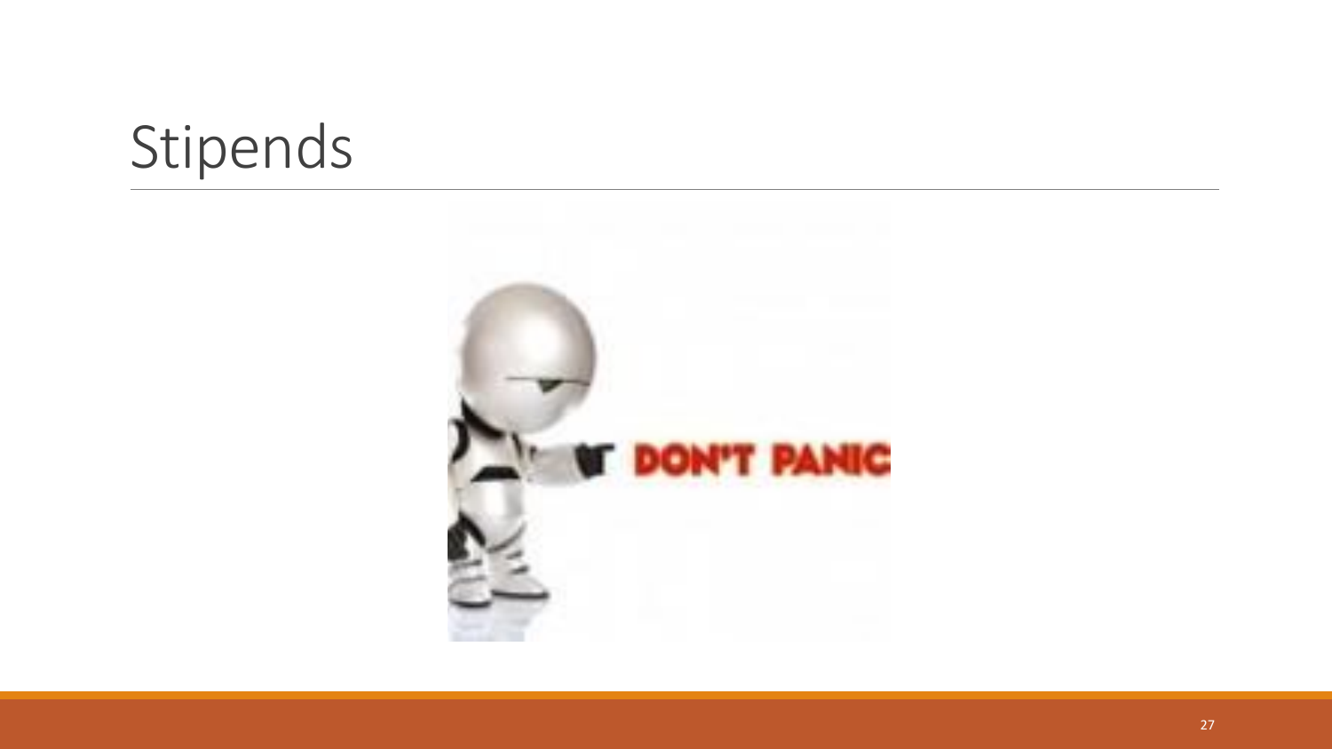# Stipends

DON'T PANIC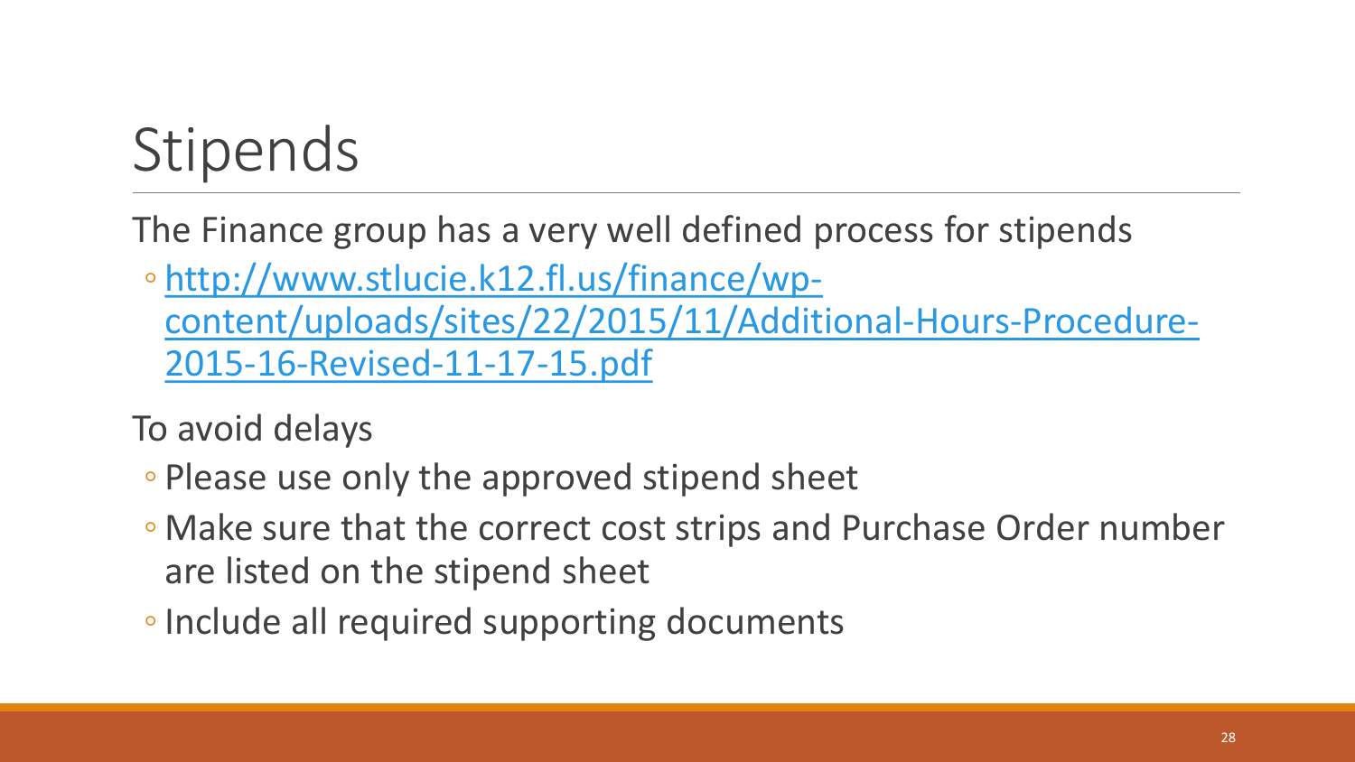# Stipends

The Finance group has a very well defined process for stipends

- http://www.stlucie.k12.fl.us/finance/wp-content/uploads/sites/22/2015/11/Additional-Hours-Procedure-2015-16-Revised-11-17-15.pdf

To avoid delays

- Please use only the approved stipend sheet
- Make sure that the correct cost strips and Purchase Order number are listed on the stipend sheet
- Include all required supporting documents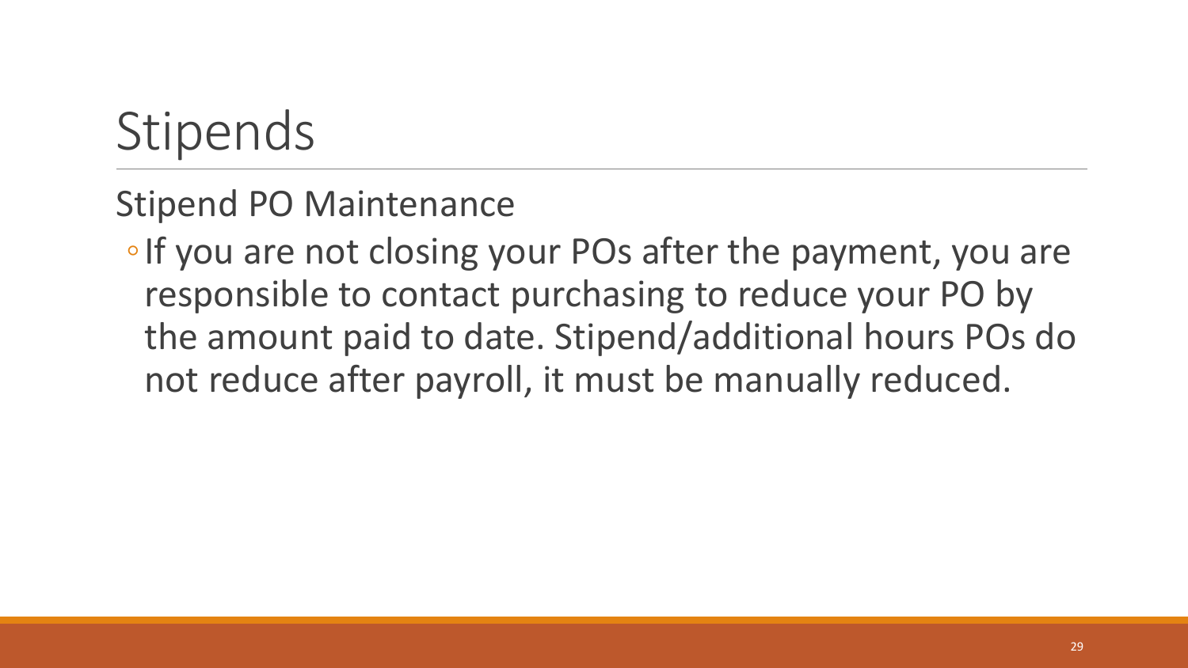# Stipends

## Stipend PO Maintenance

- If you are not closing your POs after the payment, you are responsible to contact purchasing to reduce your PO by the amount paid to date. Stipend/additional hours POs do not reduce after payroll, it must be manually reduced.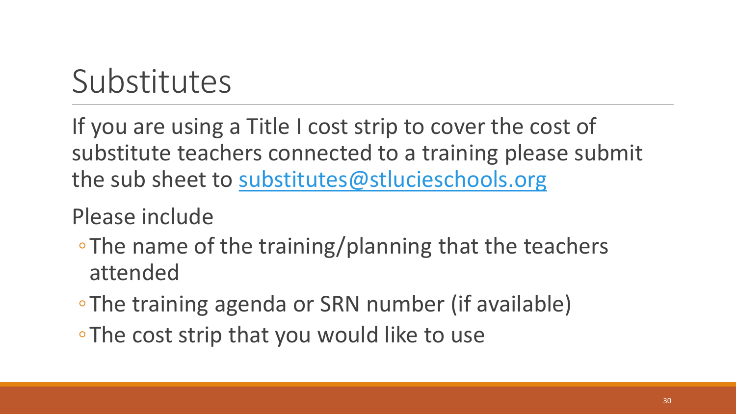# Substitutes

If you are using a Title I cost strip to cover the cost of substitute teachers connected to a training please submit the sub sheet to [substitutes@stlucieschools.org](mailto:substitutes@stlucieschools.org)

Please include

- The name of the training/planning that the teachers attended
- The training agenda or SRN number (if available)
- The cost strip that you would like to use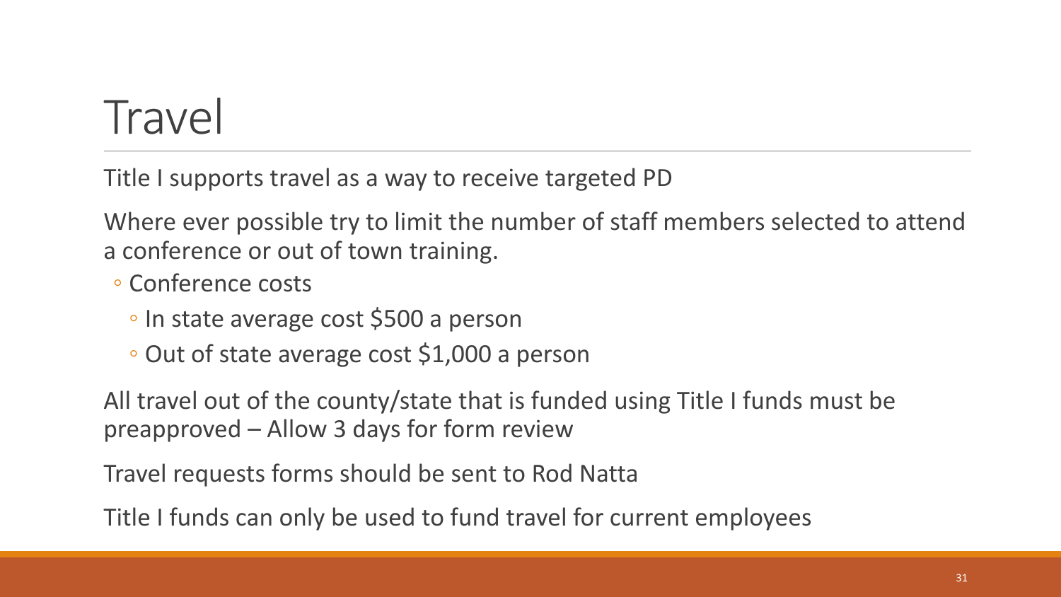# Travel

Title I supports travel as a way to receive targeted PD

Where ever possible try to limit the number of staff members selected to attend a conference or out of town training.

- Conference costs
  - In state average cost $500 a person
  - Out of state average cost $1,000 a person

All travel out of the county/state that is funded using Title I funds must be preapproved – Allow 3 days for form review

Travel requests forms should be sent to Rod Natta

Title I funds can only be used to fund travel for current employees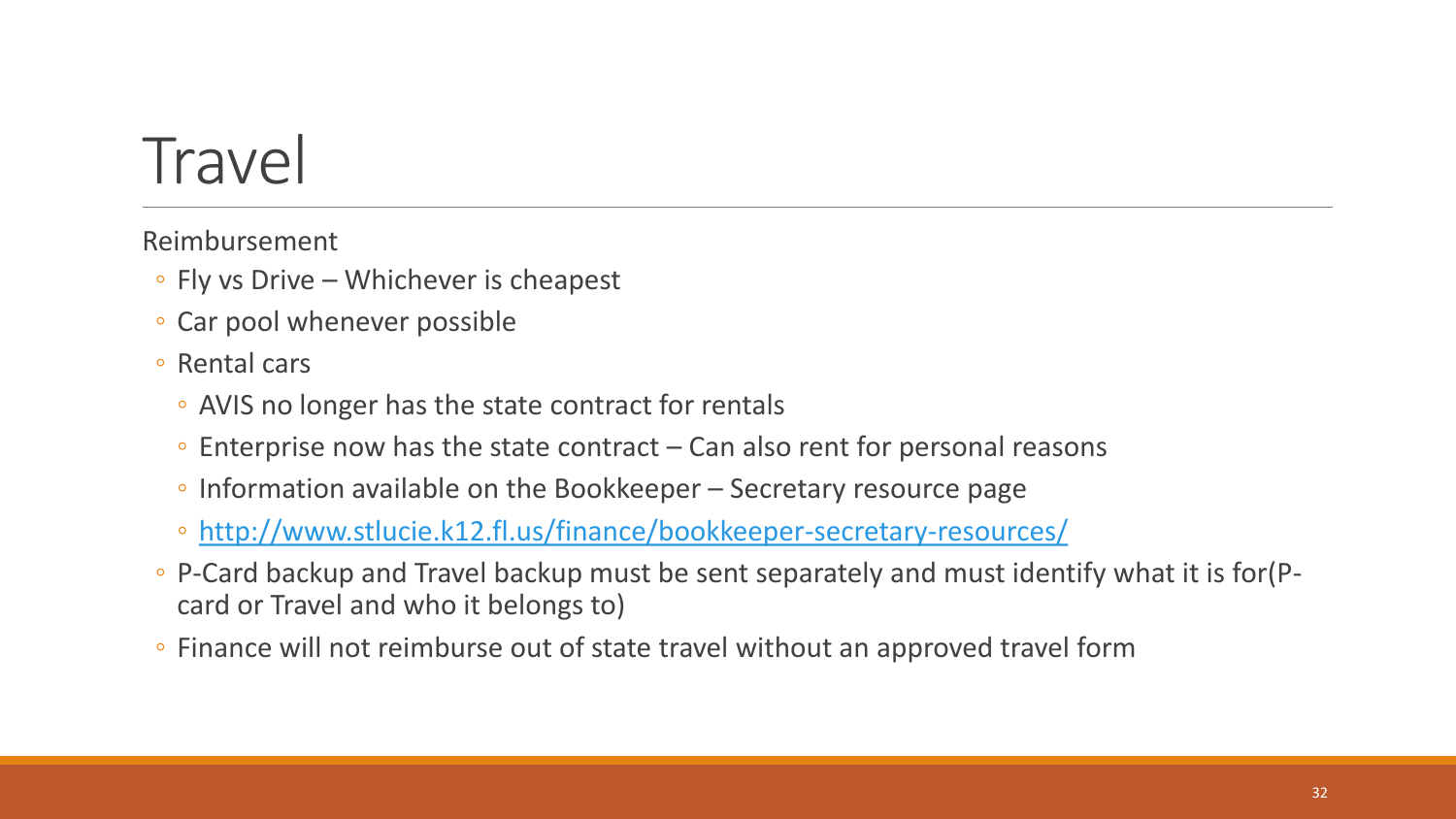# Travel

Reimbursement

- Fly vs Drive – Whichever is cheapest
- Car pool whenever possible
- Rental cars
  - AVIS no longer has the state contract for rentals
  - Enterprise now has the state contract – Can also rent for personal reasons
  - Information available on the Bookkeeper – Secretary resource page
  - http://www.stlucie.k12.fl.us/finance/bookkeeper-secretary-resources/
- P-Card backup and Travel backup must be sent separately and must identify what it is for(P-card or Travel and who it belongs to)
- Finance will not reimburse out of state travel without an approved travel form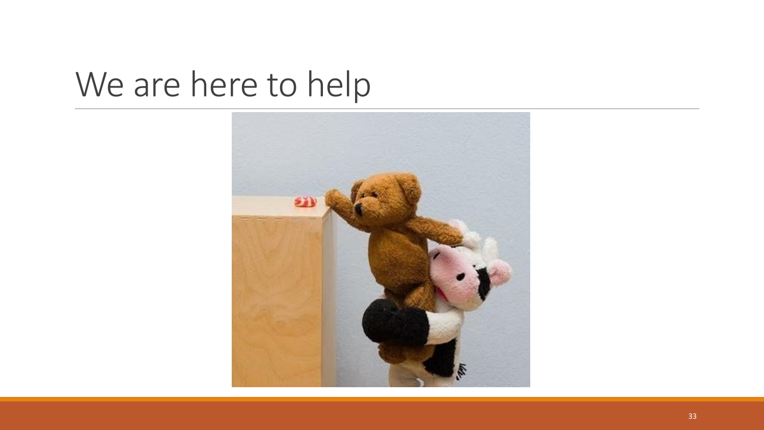# We are here to help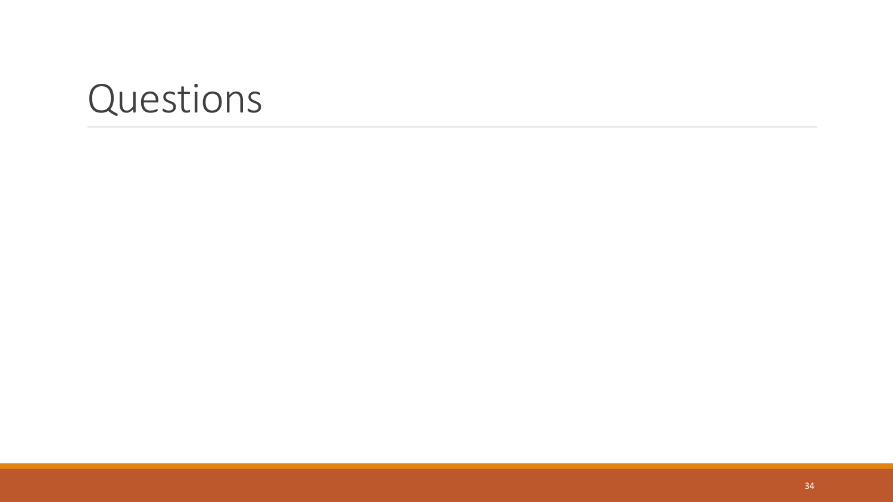# Questions